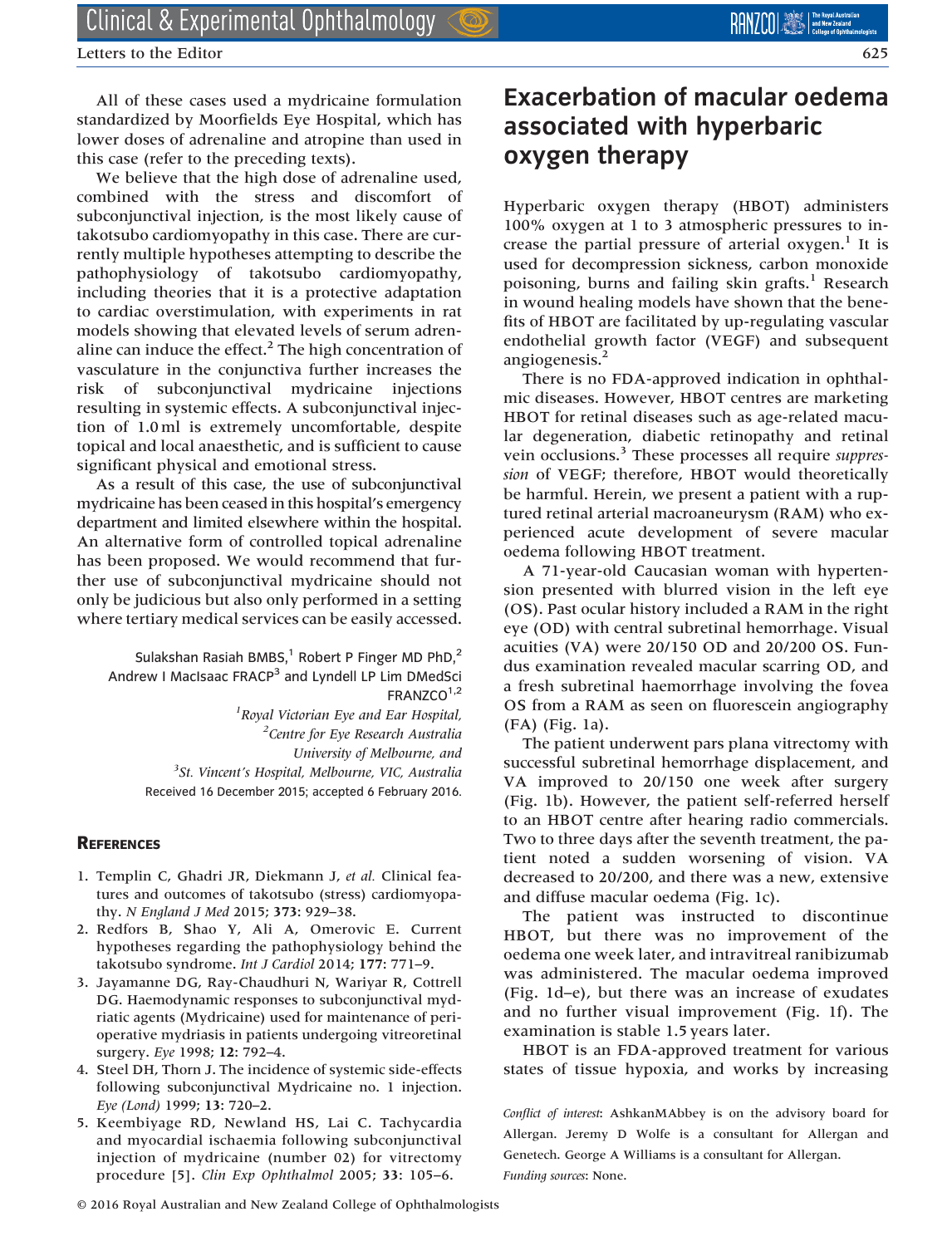All of these cases used a mydricaine formulation standardized by Moorfields Eye Hospital, which has lower doses of adrenaline and atropine than used in this case (refer to the preceding texts).

We believe that the high dose of adrenaline used, combined with the stress and discomfort of subconjunctival injection, is the most likely cause of takotsubo cardiomyopathy in this case. There are currently multiple hypotheses attempting to describe the pathophysiology of takotsubo cardiomyopathy, including theories that it is a protective adaptation to cardiac overstimulation, with experiments in rat models showing that elevated levels of serum adrenaline can induce the effect.[2] The high concentration of vasculature in the conjunctiva further increases the risk of subconjunctival mydricaine injections resulting in systemic effects. A subconjunctival injection of 1.0 ml is extremely uncomfortable, despite topical and local anaesthetic, and is sufficient to cause significant physical and emotional stress.

As a result of this case, the use of subconjunctival mydricaine has been ceased in this hospital's emergency department and limited elsewhere within the hospital. An alternative form of controlled topical adrenaline has been proposed. We would recommend that further use of subconjunctival mydricaine should not only be judicious but also only performed in a setting where tertiary medical services can be easily accessed.

Sulakshan Rasiah BMBS,[1] Robert P Finger MD PhD,[2] Andrew I MacIsaac FRACP[3] and Lyndell LP Lim DMedSci FRANZCO[1,2]

[1]*Royal Victorian Eye and Ear Hospital,*
[2]*Centre for Eye Research Australia University of Melbourne, and*
[3]*St. Vincent's Hospital, Melbourne, VIC, Australia*

Received 16 December 2015; accepted 6 February 2016.

## References

1. Templin C, Ghadri JR, Diekmann J, *et al.* Clinical features and outcomes of takotsubo (stress) cardiomyopathy. *N England J Med* 2015; **373**: 929–38.
2. Redfors B, Shao Y, Ali A, Omerovic E. Current hypotheses regarding the pathophysiology behind the takotsubo syndrome. *Int J Cardiol* 2014; **177**: 771–9.
3. Jayamanne DG, Ray-Chaudhuri N, Wariyar R, Cottrell DG. Haemodynamic responses to subconjunctival mydriatic agents (Mydricaine) used for maintenance of perioperative mydriasis in patients undergoing vitreoretinal surgery. *Eye* 1998; **12**: 792–4.
4. Steel DH, Thorn J. The incidence of systemic side-effects following subconjunctival Mydricaine no. 1 injection. *Eye (Lond)* 1999; **13**: 720–2.
5. Keembiyage RD, Newland HS, Lai C. Tachycardia and myocardial ischaemia following subconjunctival injection of mydricaine (number 02) for vitrectomy procedure [5]. *Clin Exp Ophthalmol* 2005; **33**: 105–6.

# Exacerbation of macular oedema associated with hyperbaric oxygen therapy

Hyperbaric oxygen therapy (HBOT) administers 100% oxygen at 1 to 3 atmospheric pressures to increase the partial pressure of arterial oxygen.[1] It is used for decompression sickness, carbon monoxide poisoning, burns and failing skin grafts.[1] Research in wound healing models have shown that the benefits of HBOT are facilitated by up-regulating vascular endothelial growth factor (VEGF) and subsequent angiogenesis.[2]

There is no FDA-approved indication in ophthalmic diseases. However, HBOT centres are marketing HBOT for retinal diseases such as age-related macular degeneration, diabetic retinopathy and retinal vein occlusions.[3] These processes all require *suppression* of VEGF; therefore, HBOT would theoretically be harmful. Herein, we present a patient with a ruptured retinal arterial macroaneurysm (RAM) who experienced acute development of severe macular oedema following HBOT treatment.

A 71-year-old Caucasian woman with hypertension presented with blurred vision in the left eye (OS). Past ocular history included a RAM in the right eye (OD) with central subretinal hemorrhage. Visual acuities (VA) were 20/150 OD and 20/200 OS. Fundus examination revealed macular scarring OD, and a fresh subretinal haemorrhage involving the fovea OS from a RAM as seen on fluorescein angiography (FA) (Fig. 1a).

The patient underwent pars plana vitrectomy with successful subretinal hemorrhage displacement, and VA improved to 20/150 one week after surgery (Fig. 1b). However, the patient self-referred herself to an HBOT centre after hearing radio commercials. Two to three days after the seventh treatment, the patient noted a sudden worsening of vision. VA decreased to 20/200, and there was a new, extensive and diffuse macular oedema (Fig. 1c).

The patient was instructed to discontinue HBOT, but there was no improvement of the oedema one week later, and intravitreal ranibizumab was administered. The macular oedema improved (Fig. 1d–e), but there was an increase of exudates and no further visual improvement (Fig. 1f). The examination is stable 1.5 years later.

HBOT is an FDA-approved treatment for various states of tissue hypoxia, and works by increasing

*Conflict of interest*: AshkanMAbbey is on the advisory board for Allergan. Jeremy D Wolfe is a consultant for Allergan and Genetech. George A Williams is a consultant for Allergan.
*Funding sources*: None.

© 2016 Royal Australian and New Zealand College of Ophthalmologists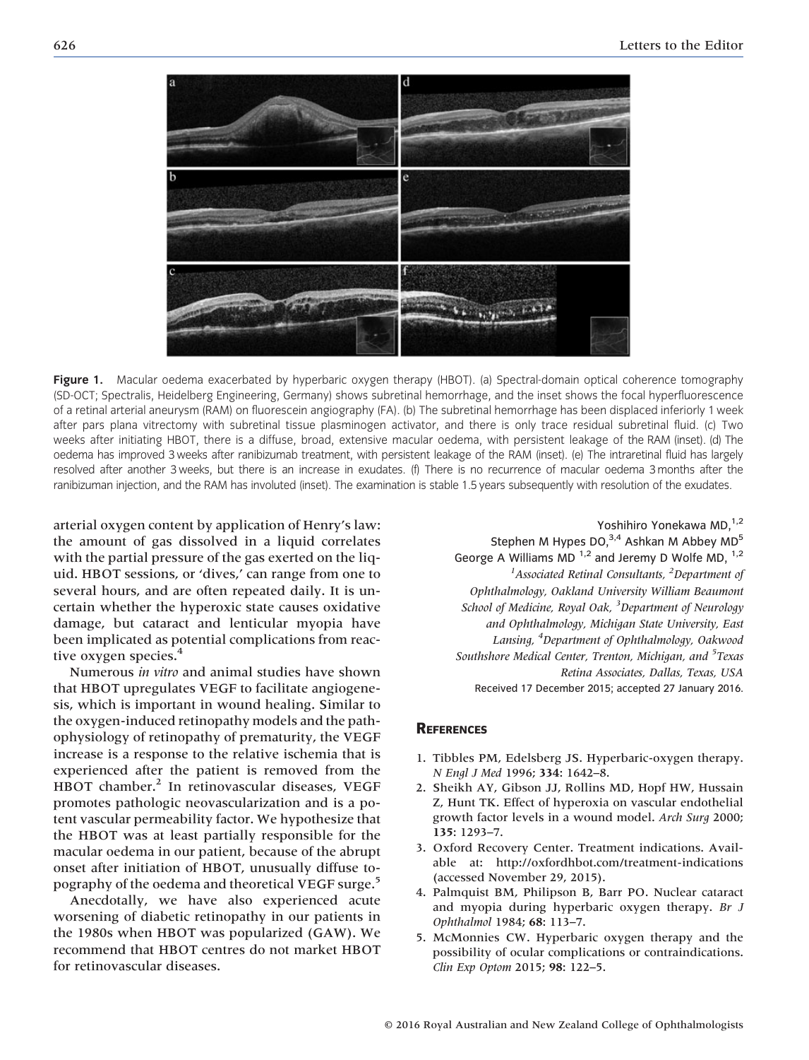**Figure 1.** Macular oedema exacerbated by hyperbaric oxygen therapy (HBOT). (a) Spectral-domain optical coherence tomography (SD-OCT; Spectralis, Heidelberg Engineering, Germany) shows subretinal hemorrhage, and the inset shows the focal hyperfluorescence of a retinal arterial aneurysm (RAM) on fluorescein angiography (FA). (b) The subretinal hemorrhage has been displaced inferiorly 1 week after pars plana vitrectomy with subretinal tissue plasminogen activator, and there is only trace residual subretinal fluid. (c) Two weeks after initiating HBOT, there is a diffuse, broad, extensive macular oedema, with persistent leakage of the RAM (inset). (d) The oedema has improved 3 weeks after ranibizumab treatment, with persistent leakage of the RAM (inset). (e) The intraretinal fluid has largely resolved after another 3 weeks, but there is an increase in exudates. (f) There is no recurrence of macular oedema 3 months after the ranibizuman injection, and the RAM has involuted (inset). The examination is stable 1.5 years subsequently with resolution of the exudates.

arterial oxygen content by application of Henry's law: the amount of gas dissolved in a liquid correlates with the partial pressure of the gas exerted on the liquid. HBOT sessions, or 'dives,' can range from one to several hours, and are often repeated daily. It is uncertain whether the hyperoxic state causes oxidative damage, but cataract and lenticular myopia have been implicated as potential complications from reactive oxygen species.[4]

Numerous *in vitro* and animal studies have shown that HBOT upregulates VEGF to facilitate angiogenesis, which is important in wound healing. Similar to the oxygen-induced retinopathy models and the pathophysiology of retinopathy of prematurity, the VEGF increase is a response to the relative ischemia that is experienced after the patient is removed from the HBOT chamber.[2] In retinovascular diseases, VEGF promotes pathologic neovascularization and is a potent vascular permeability factor. We hypothesize that the HBOT was at least partially responsible for the macular oedema in our patient, because of the abrupt onset after initiation of HBOT, unusually diffuse topography of the oedema and theoretical VEGF surge.[5]

Anecdotally, we have also experienced acute worsening of diabetic retinopathy in our patients in the 1980s when HBOT was popularized (GAW). We recommend that HBOT centres do not market HBOT for retinovascular diseases.

Yoshihiro Yonekawa MD,[1,2]
Stephen M Hypes DO,[3,4] Ashkan M Abbey MD[5]
George A Williams MD [1,2] and Jeremy D Wolfe MD, [1,2]

[1]*Associated Retinal Consultants,* [2]*Department of Ophthalmology, Oakland University William Beaumont School of Medicine, Royal Oak,* [3]*Department of Neurology and Ophthalmology, Michigan State University, East Lansing,* [4]*Department of Ophthalmology, Oakwood Southshore Medical Center, Trenton, Michigan, and* [5]*Texas Retina Associates, Dallas, Texas, USA*

Received 17 December 2015; accepted 27 January 2016.

## References

1. Tibbles PM, Edelsberg JS. Hyperbaric-oxygen therapy. *N Engl J Med* 1996; **334**: 1642–8.
2. Sheikh AY, Gibson JJ, Rollins MD, Hopf HW, Hussain Z, Hunt TK. Effect of hyperoxia on vascular endothelial growth factor levels in a wound model. *Arch Surg* 2000; **135**: 1293–7.
3. Oxford Recovery Center. Treatment indications. Available at: http://oxfordhbot.com/treatment-indications (accessed November 29, 2015).
4. Palmquist BM, Philipson B, Barr PO. Nuclear cataract and myopia during hyperbaric oxygen therapy. *Br J Ophthalmol* 1984; **68**: 113–7.
5. McMonnies CW. Hyperbaric oxygen therapy and the possibility of ocular complications or contraindications. *Clin Exp Optom* 2015; **98**: 122–5.

© 2016 Royal Australian and New Zealand College of Ophthalmologists